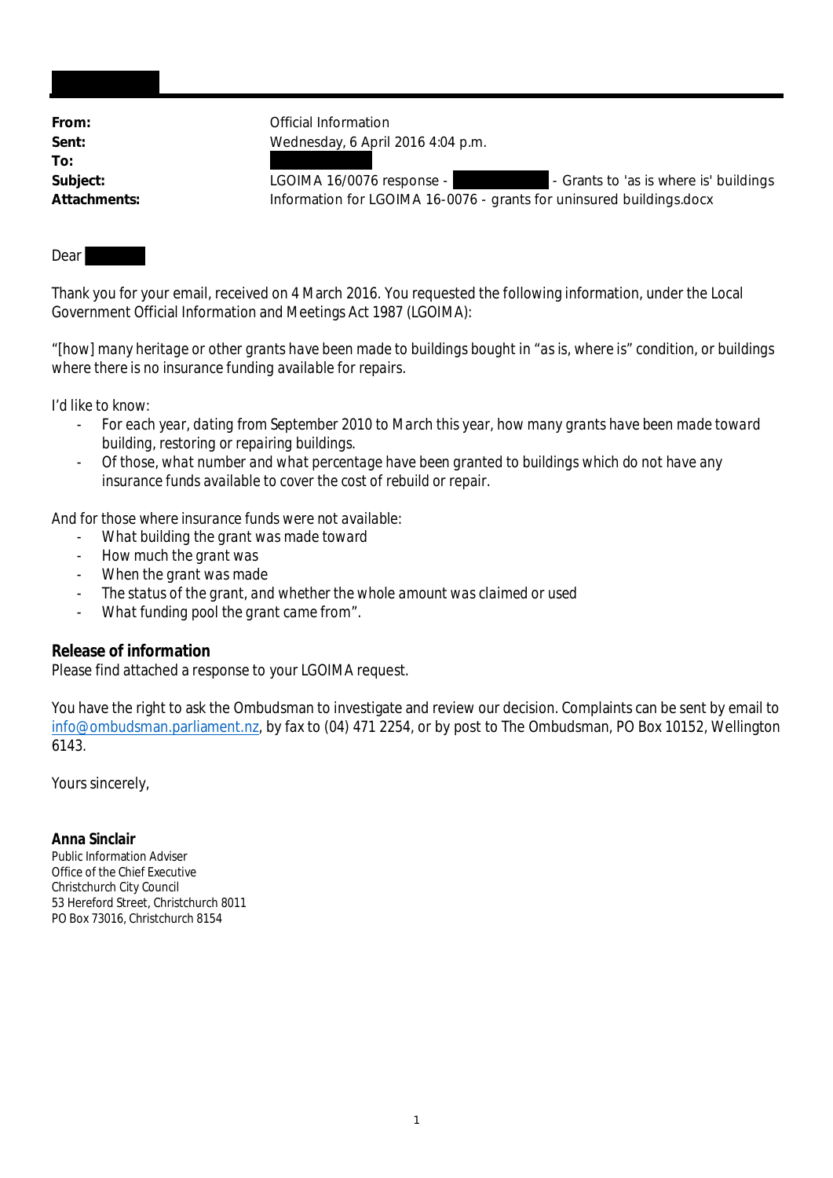**From:** Official Information
**Sent:** Wednesday, 6 April 2016 4:04 p.m.
**To:**
**Subject:** LGOIMA 16/0076 response - - Grants to 'as is where is' buildings
**Attachments:** Information for LGOIMA 16-0076 - grants for uninsured buildings.docx

Dear

Thank you for your email, received on 4 March 2016. You requested the following information, under the Local Government Official Information and Meetings Act 1987 (LGOIMA):

*"[how] many heritage or other grants have been made to buildings bought in "as is, where is" condition, or buildings where there is no insurance funding available for repairs.*

*I'd like to know:*

- *For each year, dating from September 2010 to March this year, how many grants have been made toward building, restoring or repairing buildings.*
- *Of those, what number and what percentage have been granted to buildings which do not have any insurance funds available to cover the cost of rebuild or repair.*

*And for those where insurance funds were not available:*

- *What building the grant was made toward*
- *How much the grant was*
- *When the grant was made*
- *The status of the grant, and whether the whole amount was claimed or used*
- *What funding pool the grant came from".*

**Release of information**
Please find attached a response to your LGOIMA request.

You have the right to ask the Ombudsman to investigate and review our decision. Complaints can be sent by email to info@ombudsman.parliament.nz, by fax to (04) 471 2254, or by post to The Ombudsman, PO Box 10152, Wellington 6143.

Yours sincerely,

**Anna Sinclair**
Public Information Adviser
Office of the Chief Executive
Christchurch City Council
53 Hereford Street, Christchurch 8011
PO Box 73016, Christchurch 8154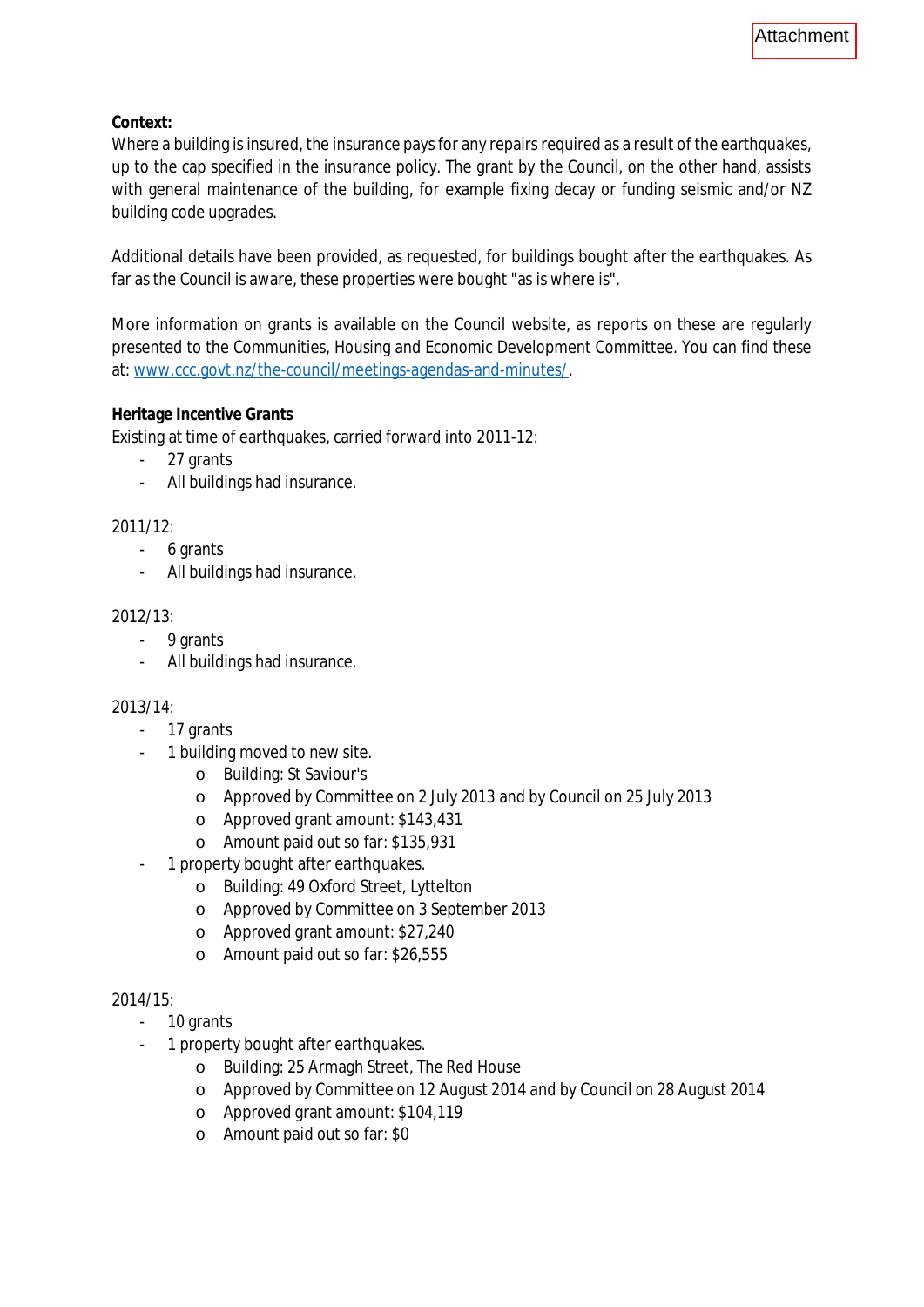**Context:**
Where a building is insured, the insurance pays for any repairs required as a result of the earthquakes, up to the cap specified in the insurance policy. The grant by the Council, on the other hand, assists with general maintenance of the building, for example fixing decay or funding seismic and/or NZ building code upgrades.

Additional details have been provided, as requested, for buildings bought after the earthquakes. As far as the Council is aware, these properties were bought "as is where is".

More information on grants is available on the Council website, as reports on these are regularly presented to the Communities, Housing and Economic Development Committee. You can find these at: [www.ccc.govt.nz/the-council/meetings-agendas-and-minutes/](http://www.ccc.govt.nz/the-council/meetings-agendas-and-minutes/).

**Heritage Incentive Grants**

Existing at time of earthquakes, carried forward into 2011-12:

- 27 grants
- All buildings had insurance.

2011/12:

- 6 grants
- All buildings had insurance.

2012/13:

- 9 grants
- All buildings had insurance.

2013/14:

- 17 grants
- 1 building moved to new site.
  - Building: St Saviour's
  - Approved by Committee on 2 July 2013 and by Council on 25 July 2013
  - Approved grant amount: $143,431
  - Amount paid out so far: $135,931
- 1 property bought after earthquakes.
  - Building: 49 Oxford Street, Lyttelton
  - Approved by Committee on 3 September 2013
  - Approved grant amount: $27,240
  - Amount paid out so far: $26,555

2014/15:

- 10 grants
- 1 property bought after earthquakes.
  - Building: 25 Armagh Street, The Red House
  - Approved by Committee on 12 August 2014 and by Council on 28 August 2014
  - Approved grant amount: $104,119
  - Amount paid out so far: $0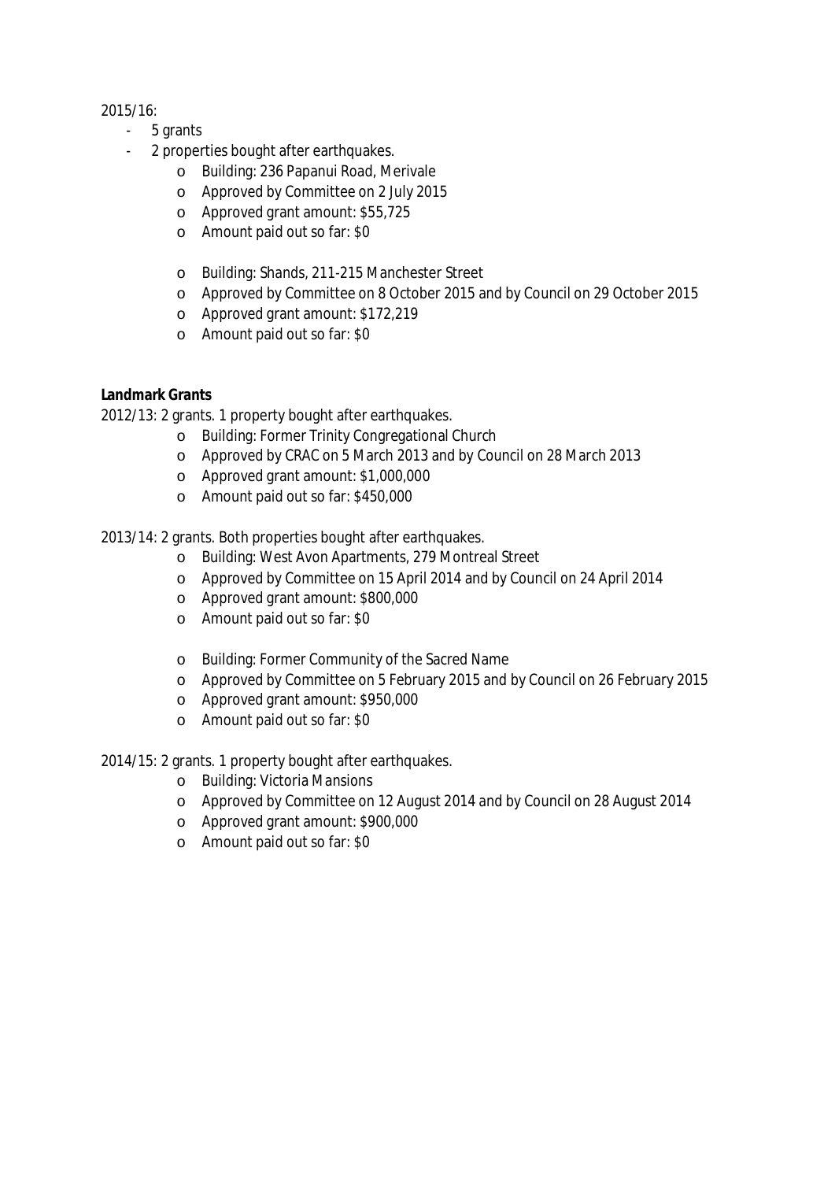2015/16:

- 5 grants
- 2 properties bought after earthquakes.
  - Building: 236 Papanui Road, Merivale
  - Approved by Committee on 2 July 2015
  - Approved grant amount: $55,725
  - Amount paid out so far: $0

  - Building: Shands, 211-215 Manchester Street
  - Approved by Committee on 8 October 2015 and by Council on 29 October 2015
  - Approved grant amount: $172,219
  - Amount paid out so far: $0

**Landmark Grants**

2012/13: 2 grants. 1 property bought after earthquakes.

- Building: Former Trinity Congregational Church
- Approved by CRAC on 5 March 2013 and by Council on 28 March 2013
- Approved grant amount: $1,000,000
- Amount paid out so far: $450,000

2013/14: 2 grants. Both properties bought after earthquakes.

- Building: West Avon Apartments, 279 Montreal Street
- Approved by Committee on 15 April 2014 and by Council on 24 April 2014
- Approved grant amount: $800,000
- Amount paid out so far: $0

- Building: Former Community of the Sacred Name
- Approved by Committee on 5 February 2015 and by Council on 26 February 2015
- Approved grant amount: $950,000
- Amount paid out so far: $0

2014/15: 2 grants. 1 property bought after earthquakes.

- Building: Victoria Mansions
- Approved by Committee on 12 August 2014 and by Council on 28 August 2014
- Approved grant amount: $900,000
- Amount paid out so far: $0